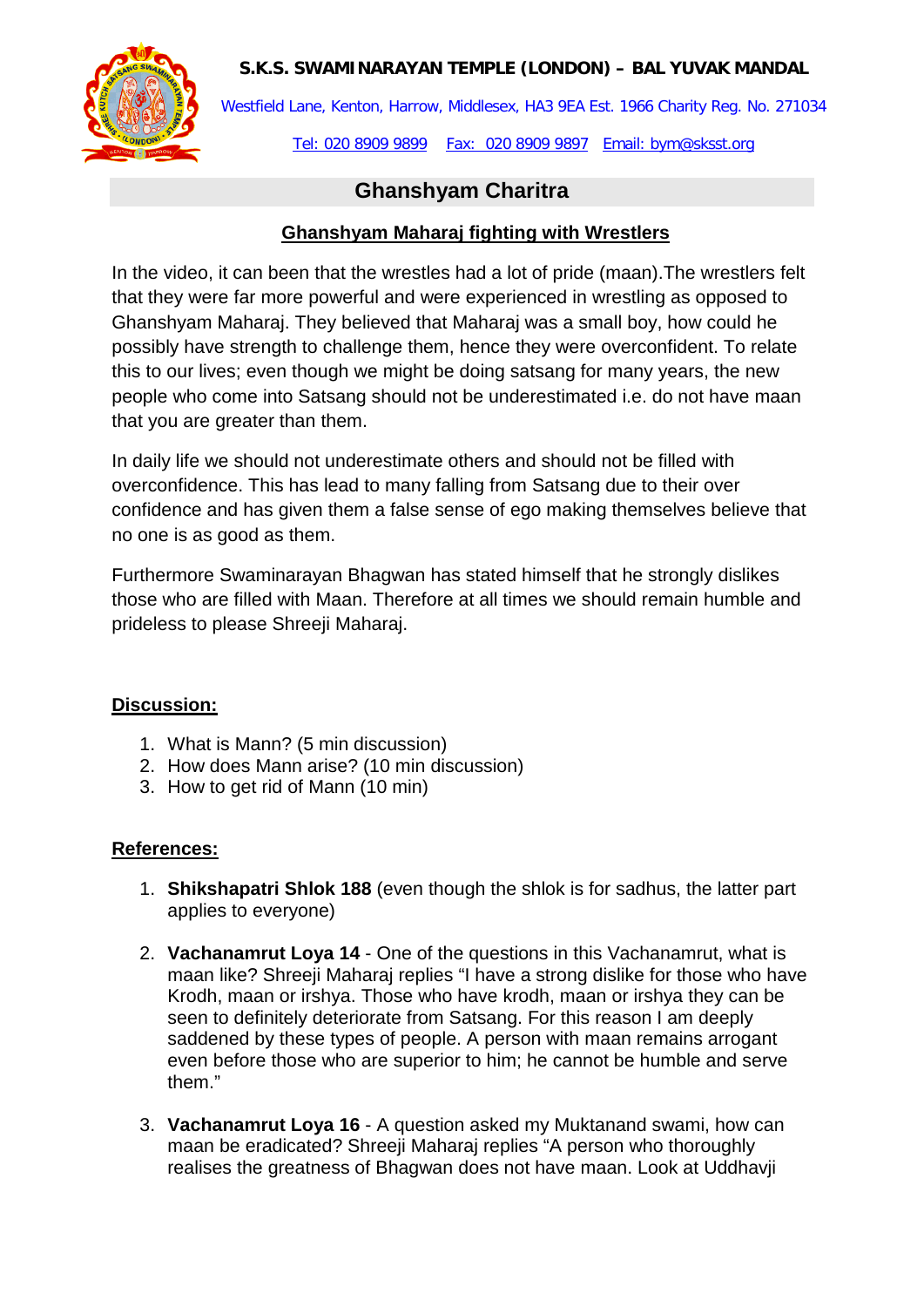**S.K.S. SWAMI NARAYAN TEMPLE (LONDON) – BAL YUVAK MANDAL**

Westfield Lane, Kenton, Harrow, Middlesex, HA3 9EA Est. 1966 Charity Reg. No. 271034

Tel: 020 8909 9899 Fax: 020 8909 9897 Email: bym@sksst.org

# Ghanshyam Charitra

## Ghanshyam Maharaj fighting with Wrestlers

In the video, it can been that the wrestles had a lot of pride (maan).The wrestlers felt that they were far more powerful and were experienced in wrestling as opposed to Ghanshyam Maharaj. They believed that Maharaj was a small boy, how could he possibly have strength to challenge them, hence they were overconfident. To relate this to our lives; even though we might be doing satsang for many years, the new people who come into Satsang should not be underestimated i.e. do not have maan that you are greater than them.

In daily life we should not underestimate others and should not be filled with overconfidence. This has lead to many falling from Satsang due to their over confidence and has given them a false sense of ego making themselves believe that no one is as good as them.

Furthermore Swaminarayan Bhagwan has stated himself that he strongly dislikes those who are filled with Maan. Therefore at all times we should remain humble and prideless to please Shreeji Maharaj.

### Discussion:

1. What is Mann? (5 min discussion)
2. How does Mann arise? (10 min discussion)
3. How to get rid of Mann (10 min)

### References:

1. **Shikshapatri Shlok 188** (even though the shlok is for sadhus, the latter part applies to everyone)

2. **Vachanamrut Loya 14** - One of the questions in this Vachanamrut, what is maan like? Shreeji Maharaj replies "I have a strong dislike for those who have Krodh, maan or irshya. Those who have krodh, maan or irshya they can be seen to definitely deteriorate from Satsang. For this reason I am deeply saddened by these types of people. A person with maan remains arrogant even before those who are superior to him; he cannot be humble and serve them."

3. **Vachanamrut Loya 16** - A question asked my Muktanand swami, how can maan be eradicated? Shreeji Maharaj replies "A person who thoroughly realises the greatness of Bhagwan does not have maan. Look at Uddhavji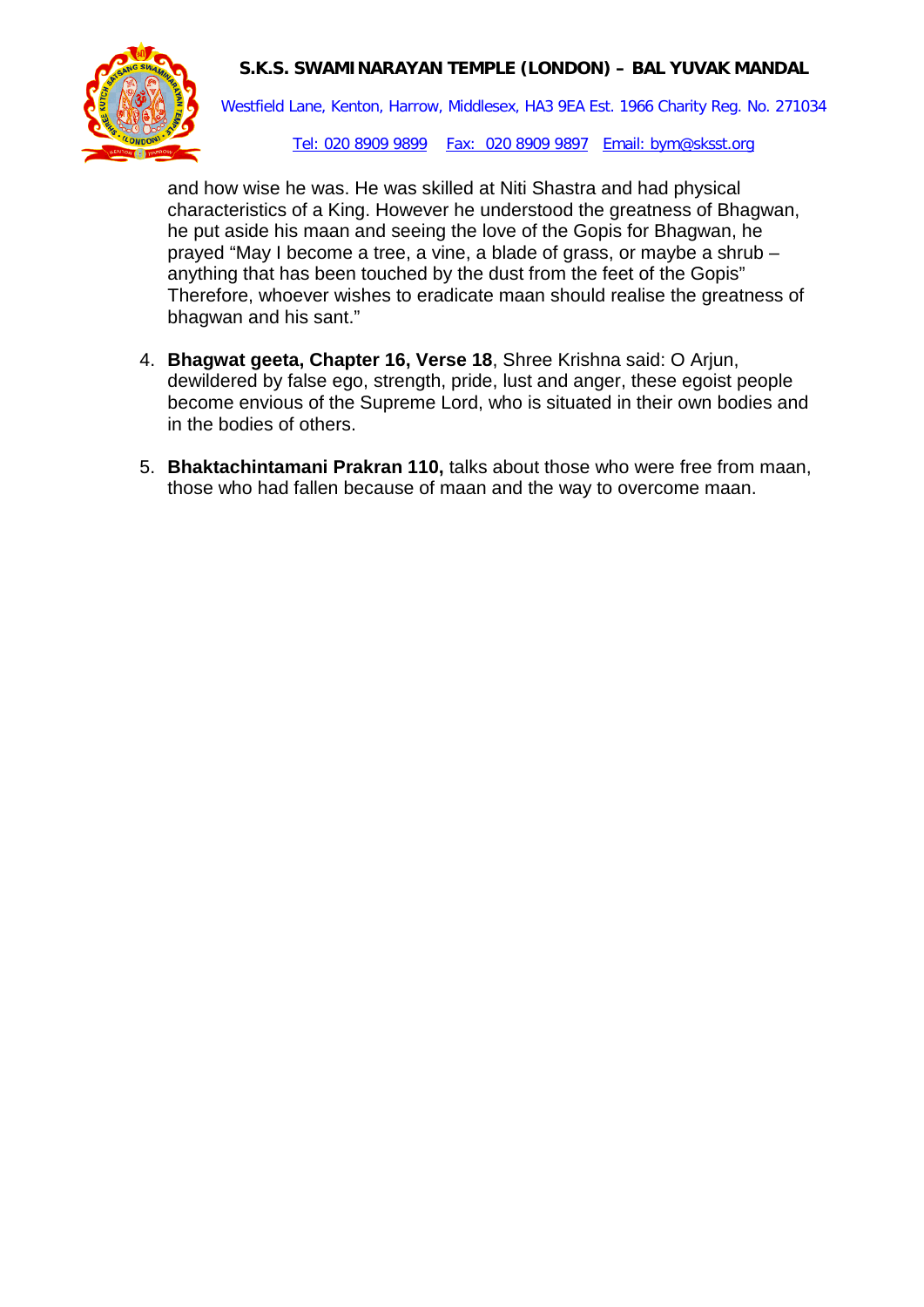and how wise he was. He was skilled at Niti Shastra and had physical characteristics of a King. However he understood the greatness of Bhagwan, he put aside his maan and seeing the love of the Gopis for Bhagwan, he prayed "May I become a tree, a vine, a blade of grass, or maybe a shrub – anything that has been touched by the dust from the feet of the Gopis" Therefore, whoever wishes to eradicate maan should realise the greatness of bhagwan and his sant."

4. **Bhagwat geeta, Chapter 16, Verse 18**, Shree Krishna said: O Arjun, dewildered by false ego, strength, pride, lust and anger, these egoist people become envious of the Supreme Lord, who is situated in their own bodies and in the bodies of others.

5. **Bhaktachintamani Prakran 110,** talks about those who were free from maan, those who had fallen because of maan and the way to overcome maan.